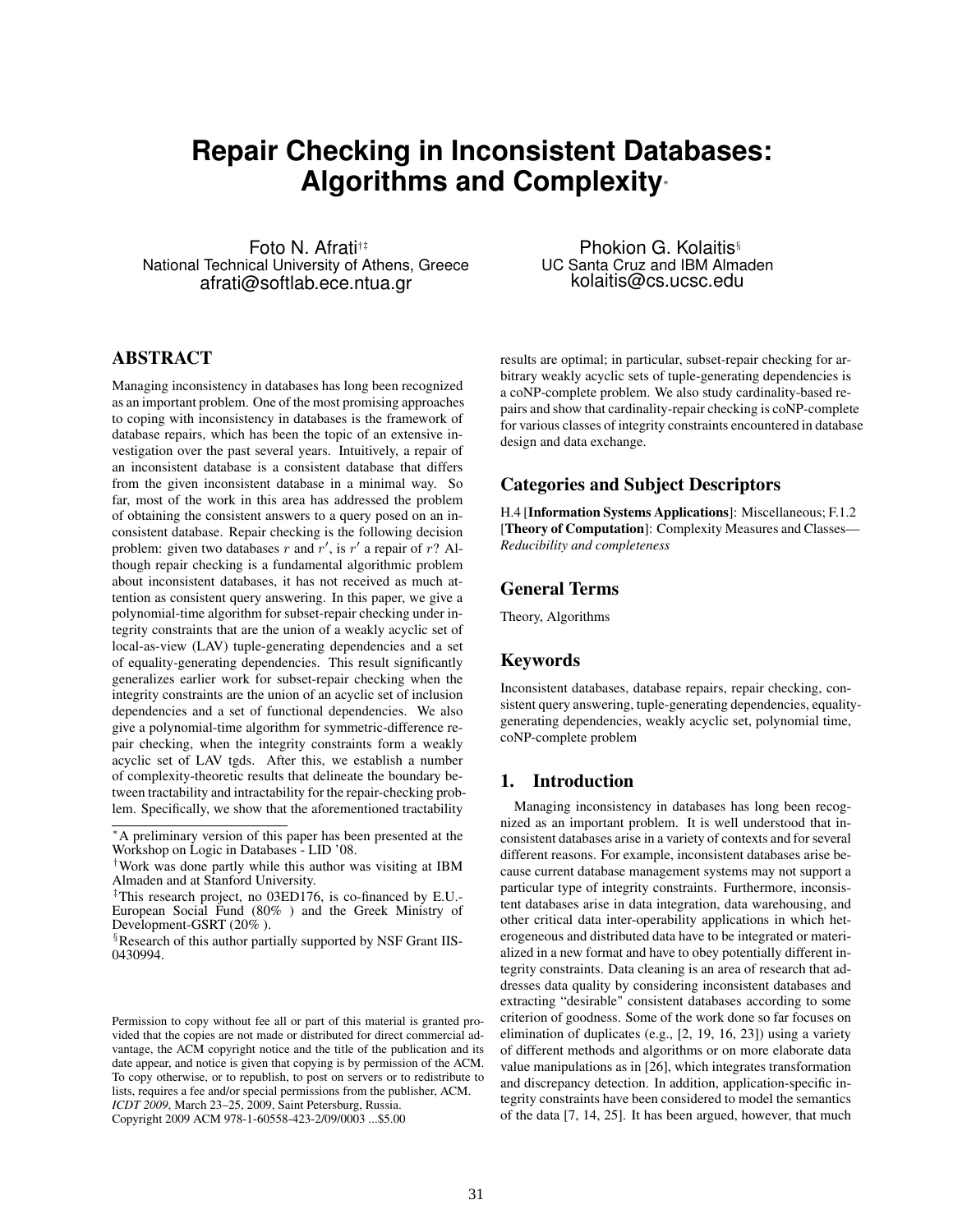# Repair Checking in Inconsistent Databases: Algorithms and Complexity[*]

Foto N. Afrati[†‡]
National Technical University of Athens, Greece
afrati@softlab.ece.ntua.gr

Phokion G. Kolaitis[§]
UC Santa Cruz and IBM Almaden
kolaitis@cs.ucsc.edu

## ABSTRACT

Managing inconsistency in databases has long been recognized as an important problem. One of the most promising approaches to coping with inconsistency in databases is the framework of database repairs, which has been the topic of an extensive investigation over the past several years. Intuitively, a repair of an inconsistent database is a consistent database that differs from the given inconsistent database in a minimal way. So far, most of the work in this area has addressed the problem of obtaining the consistent answers to a query posed on an inconsistent database. Repair checking is the following decision problem: given two databases $r$ and $r'$, is $r'$ a repair of $r$? Although repair checking is a fundamental algorithmic problem about inconsistent databases, it has not received as much attention as consistent query answering. In this paper, we give a polynomial-time algorithm for subset-repair checking under integrity constraints that are the union of a weakly acyclic set of local-as-view (LAV) tuple-generating dependencies and a set of equality-generating dependencies. This result significantly generalizes earlier work for subset-repair checking when the integrity constraints are the union of an acyclic set of inclusion dependencies and a set of functional dependencies. We also give a polynomial-time algorithm for symmetric-difference repair checking, when the integrity constraints form a weakly acyclic set of LAV tgds. After this, we establish a number of complexity-theoretic results that delineate the boundary between tractability and intractability for the repair-checking problem. Specifically, we show that the aforementioned tractability results are optimal; in particular, subset-repair checking for arbitrary weakly acyclic sets of tuple-generating dependencies is a coNP-complete problem. We also study cardinality-based repairs and show that cardinality-repair checking is coNP-complete for various classes of integrity constraints encountered in database design and data exchange.

## Categories and Subject Descriptors

H.4 [**Information Systems Applications**]: Miscellaneous; F.1.2 [**Theory of Computation**]: Complexity Measures and Classes—*Reducibility and completeness*

## General Terms

Theory, Algorithms

## Keywords

Inconsistent databases, database repairs, repair checking, consistent query answering, tuple-generating dependencies, equality-generating dependencies, weakly acyclic set, polynomial time, coNP-complete problem

## 1. Introduction

Managing inconsistency in databases has long been recognized as an important problem. It is well understood that inconsistent databases arise in a variety of contexts and for several different reasons. For example, inconsistent databases arise because current database management systems may not support a particular type of integrity constraints. Furthermore, inconsistent databases arise in data integration, data warehousing, and other critical data inter-operability applications in which heterogeneous and distributed data have to be integrated or materialized in a new format and have to obey potentially different integrity constraints. Data cleaning is an area of research that addresses data quality by considering inconsistent databases and extracting "desirable" consistent databases according to some criterion of goodness. Some of the work done so far focuses on elimination of duplicates (e.g., [2, 19, 16, 23]) using a variety of different methods and algorithms or on more elaborate data value manipulations as in [26], which integrates transformation and discrepancy detection. In addition, application-specific integrity constraints have been considered to model the semantics of the data [7, 14, 25]. It has been argued, however, that much

---

[*]A preliminary version of this paper has been presented at the Workshop on Logic in Databases - LID '08.

[†]Work was done partly while this author was visiting at IBM Almaden and at Stanford University.

[‡]This research project, no 03ED176, is co-financed by E.U.-European Social Fund (80% ) and the Greek Ministry of Development-GSRT (20% ).

[§]Research of this author partially supported by NSF Grant IIS-0430994.

Permission to copy without fee all or part of this material is granted provided that the copies are not made or distributed for direct commercial advantage, the ACM copyright notice and the title of the publication and its date appear, and notice is given that copying is by permission of the ACM. To copy otherwise, or to republish, to post on servers or to redistribute to lists, requires a fee and/or special permissions from the publisher, ACM. *ICDT 2009*, March 23–25, 2009, Saint Petersburg, Russia.
Copyright 2009 ACM 978-1-60558-423-2/09/0003 ...$5.00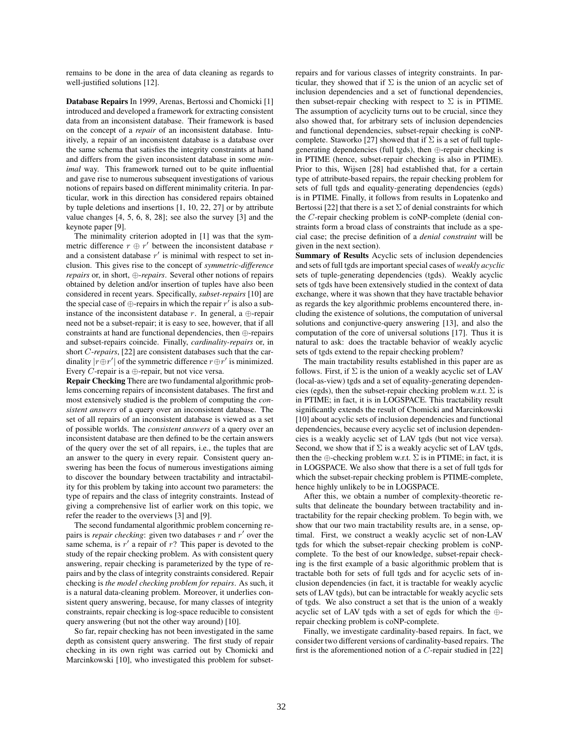remains to be done in the area of data cleaning as regards to well-justified solutions [12].

**Database Repairs** In 1999, Arenas, Bertossi and Chomicki [1] introduced and developed a framework for extracting consistent data from an inconsistent database. Their framework is based on the concept of a *repair* of an inconsistent database. Intuitively, a repair of an inconsistent database is a database over the same schema that satisfies the integrity constraints at hand and differs from the given inconsistent database in some *minimal* way. This framework turned out to be quite influential and gave rise to numerous subsequent investigations of various notions of repairs based on different minimality criteria. In particular, work in this direction has considered repairs obtained by tuple deletions and insertions [1, 10, 22, 27] or by attribute value changes [4, 5, 6, 8, 28]; see also the survey [3] and the keynote paper [9].

The minimality criterion adopted in [1] was that the symmetric difference $r \oplus r'$ between the inconsistent database $r$ and a consistent database $r'$ is minimal with respect to set inclusion. This gives rise to the concept of *symmetric-difference repairs* or, in short, $\oplus$*-repairs*. Several other notions of repairs obtained by deletion and/or insertion of tuples have also been considered in recent years. Specifically, *subset-repairs* [10] are the special case of $\oplus$-repairs in which the repair $r'$ is also a subinstance of the inconsistent database $r$. In general, a $\oplus$-repair need not be a subset-repair; it is easy to see, however, that if all constraints at hand are functional dependencies, then $\oplus$-repairs and subset-repairs coincide. Finally, *cardinality-repairs* or, in short *C-repairs*, [22] are consistent databases such that the cardinality $|r \oplus r'|$ of the symmetric difference $r \oplus r'$ is minimized. Every $C$-repair is a $\oplus$-repair, but not vice versa.

**Repair Checking** There are two fundamental algorithmic problems concerning repairs of inconsistent databases. The first and most extensively studied is the problem of computing the *consistent answers* of a query over an inconsistent database. The set of all repairs of an inconsistent database is viewed as a set of possible worlds. The *consistent answers* of a query over an inconsistent database are then defined to be the certain answers of the query over the set of all repairs, i.e., the tuples that are an answer to the query in every repair. Consistent query answering has been the focus of numerous investigations aiming to discover the boundary between tractability and intractability for this problem by taking into account two parameters: the type of repairs and the class of integrity constraints. Instead of giving a comprehensive list of earlier work on this topic, we refer the reader to the overviews [3] and [9].

The second fundamental algorithmic problem concerning repairs is *repair checking*: given two databases $r$ and $r'$ over the same schema, is $r'$ a repair of $r$? This paper is devoted to the study of the repair checking problem. As with consistent query answering, repair checking is parameterized by the type of repairs and by the class of integrity constraints considered. Repair checking is *the model checking problem for repairs*. As such, it is a natural data-cleaning problem. Moreover, it underlies consistent query answering, because, for many classes of integrity constraints, repair checking is log-space reducible to consistent query answering (but not the other way around) [10].

So far, repair checking has not been investigated in the same depth as consistent query answering. The first study of repair checking in its own right was carried out by Chomicki and Marcinkowski [10], who investigated this problem for subset-repairs and for various classes of integrity constraints. In particular, they showed that if $\Sigma$ is the union of an acyclic set of inclusion dependencies and a set of functional dependencies, then subset-repair checking with respect to $\Sigma$ is in PTIME. The assumption of acyclicity turns out to be crucial, since they also showed that, for arbitrary sets of inclusion dependencies and functional dependencies, subset-repair checking is coNP-complete. Staworko [27] showed that if $\Sigma$ is a set of full tuple-generating dependencies (full tgds), then $\oplus$-repair checking is in PTIME (hence, subset-repair checking is also in PTIME). Prior to this, Wijsen [28] had established that, for a certain type of attribute-based repairs, the repair checking problem for sets of full tgds and equality-generating dependencies (egds) is in PTIME. Finally, it follows from results in Lopatenko and Bertossi [22] that there is a set $\Sigma$ of denial constraints for which the $C$-repair checking problem is coNP-complete (denial constraints form a broad class of constraints that include as a special case; the precise definition of a *denial constraint* will be given in the next section).

**Summary of Results** Acyclic sets of inclusion dependencies and sets of full tgds are important special cases of *weakly acyclic* sets of tuple-generating dependencies (tgds). Weakly acyclic sets of tgds have been extensively studied in the context of data exchange, where it was shown that they have tractable behavior as regards the key algorithmic problems encountered there, including the existence of solutions, the computation of universal solutions and conjunctive-query answering [13], and also the computation of the core of universal solutions [17]. Thus it is natural to ask: does the tractable behavior of weakly acyclic sets of tgds extend to the repair checking problem?

The main tractability results established in this paper are as follows. First, if $\Sigma$ is the union of a weakly acyclic set of LAV (local-as-view) tgds and a set of equality-generating dependencies (egds), then the subset-repair checking problem w.r.t. $\Sigma$ is in PTIME; in fact, it is in LOGSPACE. This tractability result significantly extends the result of Chomicki and Marcinkowski [10] about acyclic sets of inclusion dependencies and functional dependencies, because every acyclic set of inclusion dependencies is a weakly acyclic set of LAV tgds (but not vice versa). Second, we show that if $\Sigma$ is a weakly acyclic set of LAV tgds, then the $\oplus$-checking problem w.r.t. $\Sigma$ is in PTIME; in fact, it is in LOGSPACE. We also show that there is a set of full tgds for which the subset-repair checking problem is PTIME-complete, hence highly unlikely to be in LOGSPACE.

After this, we obtain a number of complexity-theoretic results that delineate the boundary between tractability and intractability for the repair checking problem. To begin with, we show that our two main tractability results are, in a sense, optimal. First, we construct a weakly acyclic set of non-LAV tgds for which the subset-repair checking problem is coNP-complete. To the best of our knowledge, subset-repair checking is the first example of a basic algorithmic problem that is tractable both for sets of full tgds and for acyclic sets of inclusion dependencies (in fact, it is tractable for weakly acyclic sets of LAV tgds), but can be intractable for weakly acyclic sets of tgds. We also construct a set that is the union of a weakly acyclic set of LAV tgds with a set of egds for which the $\oplus$-repair checking problem is coNP-complete.

Finally, we investigate cardinality-based repairs. In fact, we consider two different versions of cardinality-based repairs. The first is the aforementioned notion of a $C$-repair studied in [22]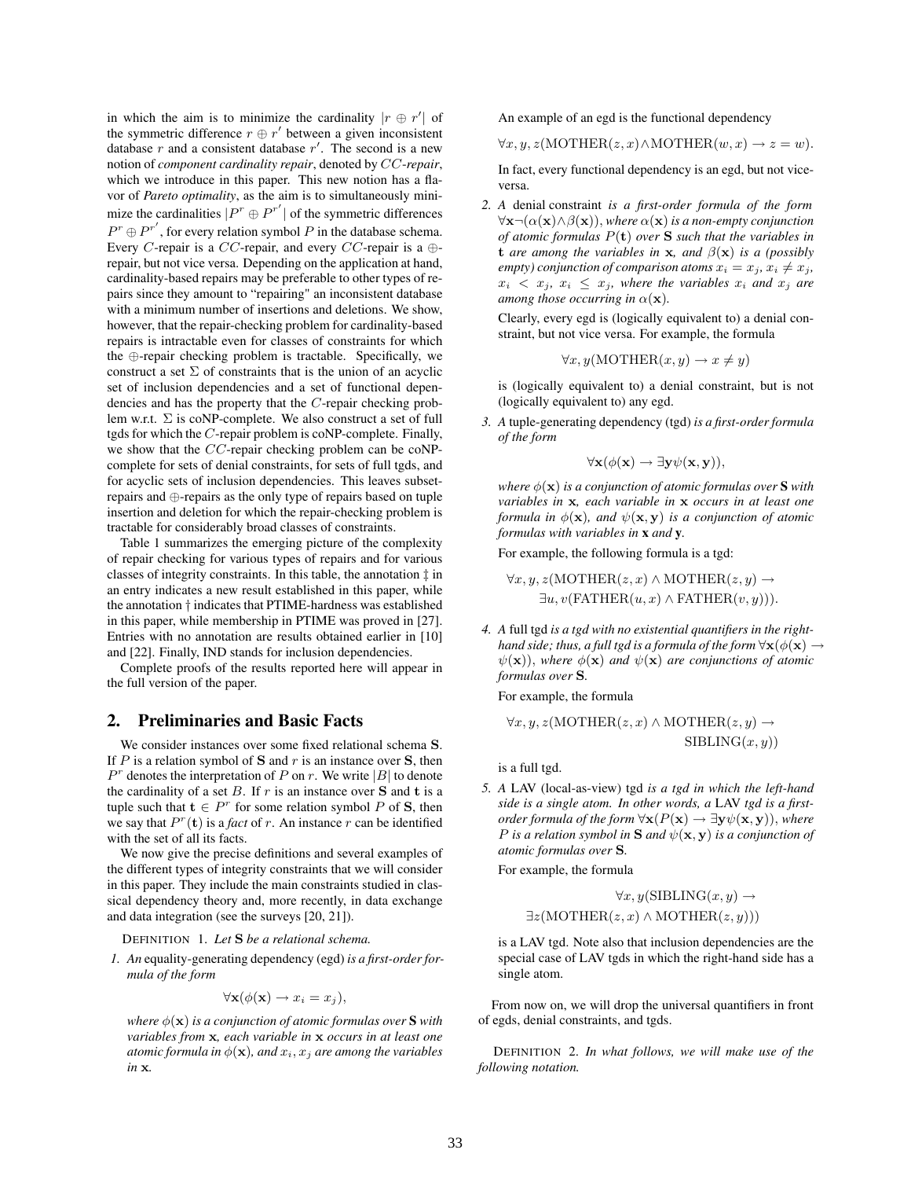in which the aim is to minimize the cardinality $|r \oplus r'|$ of the symmetric difference $r \oplus r'$ between a given inconsistent database $r$ and a consistent database $r'$. The second is a new notion of *component cardinality repair*, denoted by $CC$-*repair*, which we introduce in this paper. This new notion has a flavor of *Pareto optimality*, as the aim is to simultaneously minimize the cardinalities $|P^r \oplus P^{r'}|$ of the symmetric differences $P^r \oplus P^{r'}$, for every relation symbol $P$ in the database schema. Every $C$-repair is a $CC$-repair, and every $CC$-repair is a $\oplus$-repair, but not vice versa. Depending on the application at hand, cardinality-based repairs may be preferable to other types of repairs since they amount to "repairing" an inconsistent database with a minimum number of insertions and deletions. We show, however, that the repair-checking problem for cardinality-based repairs is intractable even for classes of constraints for which the $\oplus$-repair checking problem is tractable. Specifically, we construct a set $\Sigma$ of constraints that is the union of an acyclic set of inclusion dependencies and a set of functional dependencies and has the property that the $C$-repair checking problem w.r.t. $\Sigma$ is coNP-complete. We also construct a set of full tgds for which the $C$-repair problem is coNP-complete. Finally, we show that the $CC$-repair checking problem can be coNP-complete for sets of denial constraints, for sets of full tgds, and for acyclic sets of inclusion dependencies. This leaves subset-repairs and $\oplus$-repairs as the only type of repairs based on tuple insertion and deletion for which the repair-checking problem is tractable for considerably broad classes of constraints.

Table 1 summarizes the emerging picture of the complexity of repair checking for various types of repairs and for various classes of integrity constraints. In this table, the annotation ‡ in an entry indicates a new result established in this paper, while the annotation † indicates that PTIME-hardness was established in this paper, while membership in PTIME was proved in [27]. Entries with no annotation are results obtained earlier in [10] and [22]. Finally, IND stands for inclusion dependencies.

Complete proofs of the results reported here will appear in the full version of the paper.

## 2. Preliminaries and Basic Facts

We consider instances over some fixed relational schema $\mathbf{S}$. If $P$ is a relation symbol of $\mathbf{S}$ and $r$ is an instance over $\mathbf{S}$, then $P^r$ denotes the interpretation of $P$ on $r$. We write $|B|$ to denote the cardinality of a set $B$. If $r$ is an instance over $\mathbf{S}$ and $\mathbf{t}$ is a tuple such that $\mathbf{t} \in P^r$ for some relation symbol $P$ of $\mathbf{S}$, then we say that $P^r(\mathbf{t})$ is a *fact* of $r$. An instance $r$ can be identified with the set of all its facts.

We now give the precise definitions and several examples of the different types of integrity constraints that we will consider in this paper. They include the main constraints studied in classical dependency theory and, more recently, in data exchange and data integration (see the surveys [20, 21]).

DEFINITION 1. *Let $\mathbf{S}$ be a relational schema.*

1. *An* equality-generating dependency (egd) *is a first-order formula of the form*

$$\forall \mathbf{x}(\phi(\mathbf{x}) \rightarrow x_i = x_j),$$

*where $\phi(\mathbf{x})$ is a conjunction of atomic formulas over $\mathbf{S}$ with variables from $\mathbf{x}$, each variable in $\mathbf{x}$ occurs in at least one atomic formula in $\phi(\mathbf{x})$, and $x_i, x_j$ are among the variables in $\mathbf{x}$.*

An example of an egd is the functional dependency

$$\forall x, y, z(\text{MOTHER}(z, x) \wedge \text{MOTHER}(w, x) \rightarrow z = w).$$

In fact, every functional dependency is an egd, but not vice-versa.

2. *A* denial constraint *is a first-order formula of the form $\forall \mathbf{x} \neg(\alpha(\mathbf{x}) \wedge \beta(\mathbf{x}))$, where $\alpha(\mathbf{x})$ is a non-empty conjunction of atomic formulas $P(\mathbf{t})$ over $\mathbf{S}$ such that the variables in $\mathbf{t}$ are among the variables in $\mathbf{x}$, and $\beta(\mathbf{x})$ is a (possibly empty) conjunction of comparison atoms $x_i = x_j$, $x_i \neq x_j$, $x_i < x_j$, $x_i \leq x_j$, where the variables $x_i$ and $x_j$ are among those occurring in $\alpha(\mathbf{x})$.*

Clearly, every egd is (logically equivalent to) a denial constraint, but not vice versa. For example, the formula

$$\forall x, y(\text{MOTHER}(x, y) \rightarrow x \neq y)$$

is (logically equivalent to) a denial constraint, but is not (logically equivalent to) any egd.

3. *A* tuple-generating dependency (tgd) *is a first-order formula of the form*

$$\forall \mathbf{x}(\phi(\mathbf{x}) \rightarrow \exists \mathbf{y} \psi(\mathbf{x}, \mathbf{y})),$$

*where $\phi(\mathbf{x})$ is a conjunction of atomic formulas over $\mathbf{S}$ with variables in $\mathbf{x}$, each variable in $\mathbf{x}$ occurs in at least one formula in $\phi(\mathbf{x})$, and $\psi(\mathbf{x}, \mathbf{y})$ is a conjunction of atomic formulas with variables in $\mathbf{x}$ and $\mathbf{y}$.*

For example, the following formula is a tgd:

$$\forall x, y, z(\text{MOTHER}(z, x) \wedge \text{MOTHER}(z, y) \rightarrow \exists u, v(\text{FATHER}(u, x) \wedge \text{FATHER}(v, y))).$$

4. *A* full tgd *is a tgd with no existential quantifiers in the right-hand side; thus, a full tgd is a formula of the form $\forall \mathbf{x}(\phi(\mathbf{x}) \rightarrow \psi(\mathbf{x}))$, where $\phi(\mathbf{x})$ and $\psi(\mathbf{x})$ are conjunctions of atomic formulas over $\mathbf{S}$.*

For example, the formula

$$\forall x, y, z(\text{MOTHER}(z, x) \wedge \text{MOTHER}(z, y) \rightarrow \text{SIBLING}(x, y))$$

is a full tgd.

5. *A* LAV (local-as-view) tgd *is a tgd in which the left-hand side is a single atom. In other words, a* LAV *tgd is a first-order formula of the form $\forall \mathbf{x}(P(\mathbf{x}) \rightarrow \exists \mathbf{y} \psi(\mathbf{x}, \mathbf{y}))$, where $P$ is a relation symbol in $\mathbf{S}$ and $\psi(\mathbf{x}, \mathbf{y})$ is a conjunction of atomic formulas over $\mathbf{S}$.*

For example, the formula

$$\forall x, y(\text{SIBLING}(x, y) \rightarrow \exists z(\text{MOTHER}(z, x) \wedge \text{MOTHER}(z, y)))$$

is a LAV tgd. Note also that inclusion dependencies are the special case of LAV tgds in which the right-hand side has a single atom.

From now on, we will drop the universal quantifiers in front of egds, denial constraints, and tgds.

DEFINITION 2. *In what follows, we will make use of the following notation.*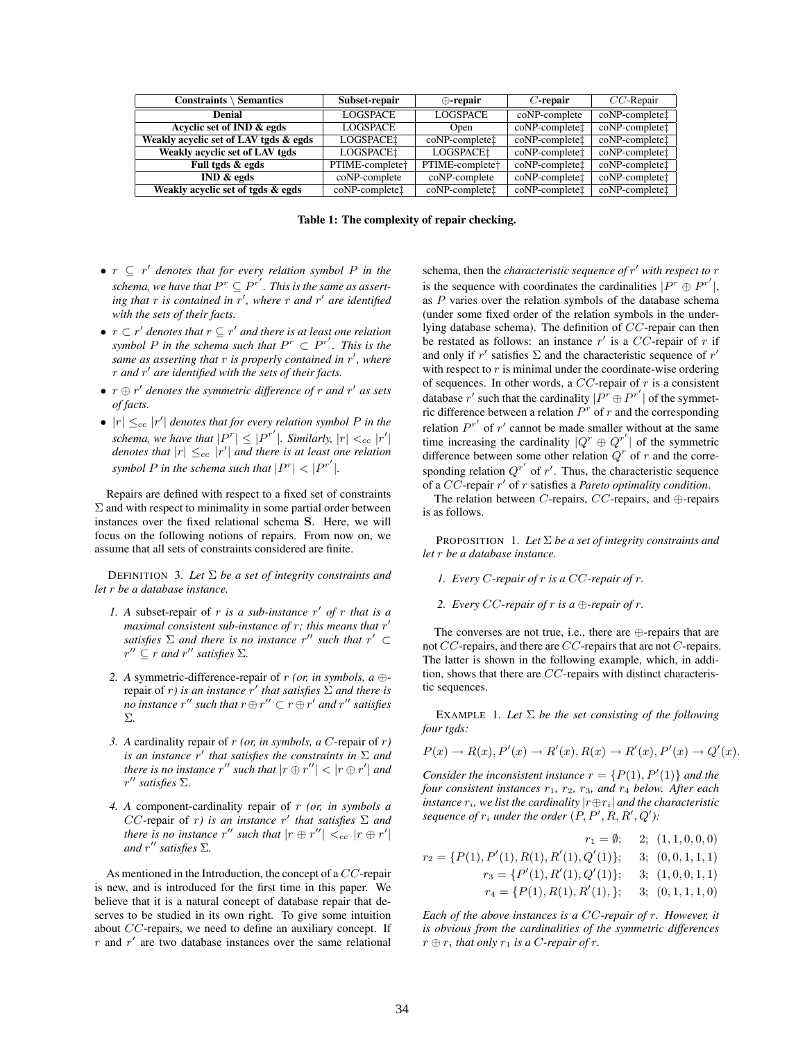| Constraints \ Semantics | Subset-repair | ⊕-repair | $C$-repair | $CC$-Repair |
|---|---|---|---|---|
| **Denial** | LOGSPACE | LOGSPACE | coNP-complete | coNP-complete‡ |
| **Acyclic set of IND & egds** | LOGSPACE | Open | coNP-complete‡ | coNP-complete‡ |
| **Weakly acyclic set of LAV tgds & egds** | LOGSPACE‡ | coNP-complete‡ | coNP-complete‡ | coNP-complete‡ |
| **Weakly acyclic set of LAV tgds** | LOGSPACE‡ | LOGSPACE‡ | coNP-complete‡ | coNP-complete‡ |
| **Full tgds & egds** | PTIME-complete† | PTIME-complete† | coNP-complete‡ | coNP-complete‡ |
| **IND & egds** | coNP-complete | coNP-complete | coNP-complete‡ | coNP-complete‡ |
| **Weakly acyclic set of tgds & egds** | coNP-complete‡ | coNP-complete‡ | coNP-complete‡ | coNP-complete‡ |

**Table 1: The complexity of repair checking.**

- $r \subseteq r'$ *denotes that for every relation symbol* $P$ *in the schema, we have that* $P^r \subseteq P^{r'}$. *This is the same as asserting that* $r$ *is contained in* $r'$, *where* $r$ *and* $r'$ *are identified with the sets of their facts.*
- $r \subset r'$ *denotes that* $r \subseteq r'$ *and there is at least one relation symbol* $P$ *in the schema such that* $P^r \subset P^{r'}$. *This is the same as asserting that* $r$ *is properly contained in* $r'$, *where* $r$ *and* $r'$ *are identified with the sets of their facts.*
- $r \oplus r'$ *denotes the symmetric difference of* $r$ *and* $r'$ *as sets of facts.*
- $|r| \leq_{cc} |r'|$ *denotes that for every relation symbol* $P$ *in the schema, we have that* $|P^r| \leq |P^{r'}|$. *Similarly,* $|r| <_{cc} |r'|$ *denotes that* $|r| \leq_{cc} |r'|$ *and there is at least one relation symbol* $P$ *in the schema such that* $|P^r| < |P^{r'}|$.

Repairs are defined with respect to a fixed set of constraints $\Sigma$ and with respect to minimality in some partial order between instances over the fixed relational schema **S**. Here, we will focus on the following notions of repairs. From now on, we assume that all sets of constraints considered are finite.

DEFINITION 3. *Let* $\Sigma$ *be a set of integrity constraints and let* $r$ *be a database instance.*

1. *A* subset-repair *of* $r$ *is a sub-instance* $r'$ *of* $r$ *that is a maximal consistent sub-instance of* $r$*; this means that* $r'$ *satisfies* $\Sigma$ *and there is no instance* $r''$ *such that* $r' \subset r'' \subseteq r$ *and* $r''$ *satisfies* $\Sigma$.
2. *A* symmetric-difference-repair *of* $r$ *(or, in symbols, a* $\oplus$-repair *of* $r$*) is an instance* $r'$ *that satisfies* $\Sigma$ *and there is no instance* $r''$ *such that* $r \oplus r'' \subset r \oplus r'$ *and* $r''$ *satisfies* $\Sigma$.
3. *A* cardinality repair *of* $r$ *(or, in symbols, a* $C$-repair *of* $r$*) is an instance* $r'$ *that satisfies the constraints in* $\Sigma$ *and there is no instance* $r''$ *such that* $|r \oplus r''| < |r \oplus r'|$ *and* $r''$ *satisfies* $\Sigma$.
4. *A* component-cardinality repair *of* $r$ *(or, in symbols a* $CC$-repair *of* $r$*) is an instance* $r'$ *that satisfies* $\Sigma$ *and there is no instance* $r''$ *such that* $|r \oplus r''| <_{cc} |r \oplus r'|$ *and* $r''$ *satisfies* $\Sigma$.

As mentioned in the Introduction, the concept of a $CC$-repair is new, and is introduced for the first time in this paper. We believe that it is a natural concept of database repair that deserves to be studied in its own right. To give some intuition about $CC$-repairs, we need to define an auxiliary concept. If $r$ and $r'$ are two database instances over the same relational schema, then the *characteristic sequence of* $r'$ *with respect to* $r$ is the sequence with coordinates the cardinalities $|P^r \oplus P^{r'}|$, as $P$ varies over the relation symbols of the database schema (under some fixed order of the relation symbols in the underlying database schema). The definition of $CC$-repair can then be restated as follows: an instance $r'$ is a $CC$-repair of $r$ if and only if $r'$ satisfies $\Sigma$ and the characteristic sequence of $r'$ with respect to $r$ is minimal under the coordinate-wise ordering of sequences. In other words, a $CC$-repair of $r$ is a consistent database $r'$ such that the cardinality $|P^r \oplus P^{r'}|$ of the symmetric difference between a relation $P^r$ of $r$ and the corresponding relation $P^{r'}$ of $r'$ cannot be made smaller without at the same time increasing the cardinality $|Q^r \oplus Q^{r'}|$ of the symmetric difference between some other relation $Q^r$ of $r$ and the corresponding relation $Q^{r'}$ of $r'$. Thus, the characteristic sequence of a $CC$-repair $r'$ of $r$ satisfies a *Pareto optimality condition*.

The relation between $C$-repairs, $CC$-repairs, and $\oplus$-repairs is as follows.

PROPOSITION 1. *Let* $\Sigma$ *be a set of integrity constraints and let* $r$ *be a database instance.*

1. *Every* $C$-*repair of* $r$ *is a* $CC$-*repair of* $r$.
2. *Every* $CC$-*repair of* $r$ *is a* $\oplus$-*repair of* $r$.

The converses are not true, i.e., there are $\oplus$-repairs that are not $CC$-repairs, and there are $CC$-repairs that are not $C$-repairs. The latter is shown in the following example, which, in addition, shows that there are $CC$-repairs with distinct characteristic sequences.

EXAMPLE 1. *Let* $\Sigma$ *be the set consisting of the following four tgds:*

$$P(x) \rightarrow R(x), P'(x) \rightarrow R'(x), R(x) \rightarrow R'(x), P'(x) \rightarrow Q'(x).$$

*Consider the inconsistent instance* $r = \{P(1), P'(1)\}$ *and the four consistent instances* $r_1$, $r_2$, $r_3$, *and* $r_4$ *below. After each instance* $r_i$, *we list the cardinality* $|r \oplus r_i|$ *and the characteristic sequence of* $r_i$ *under the order* $(P, P', R, R', Q')$*:*

$$\begin{aligned} r_1 &= \emptyset; \quad 2; \; (1,1,0,0,0) \\ r_2 &= \{P(1), P'(1), R(1), R'(1), Q'(1)\}; \quad 3; \; (0,0,1,1,1) \\ r_3 &= \{P'(1), R'(1), Q'(1)\}; \quad 3; \; (1,0,0,1,1) \\ r_4 &= \{P(1), R(1), R'(1), \}; \quad 3; \; (0,1,1,1,0) \end{aligned}$$

*Each of the above instances is a* $CC$-*repair of* $r$. *However, it is obvious from the cardinalities of the symmetric differences* $r \oplus r_i$ *that only* $r_1$ *is a* $C$-*repair of* $r$.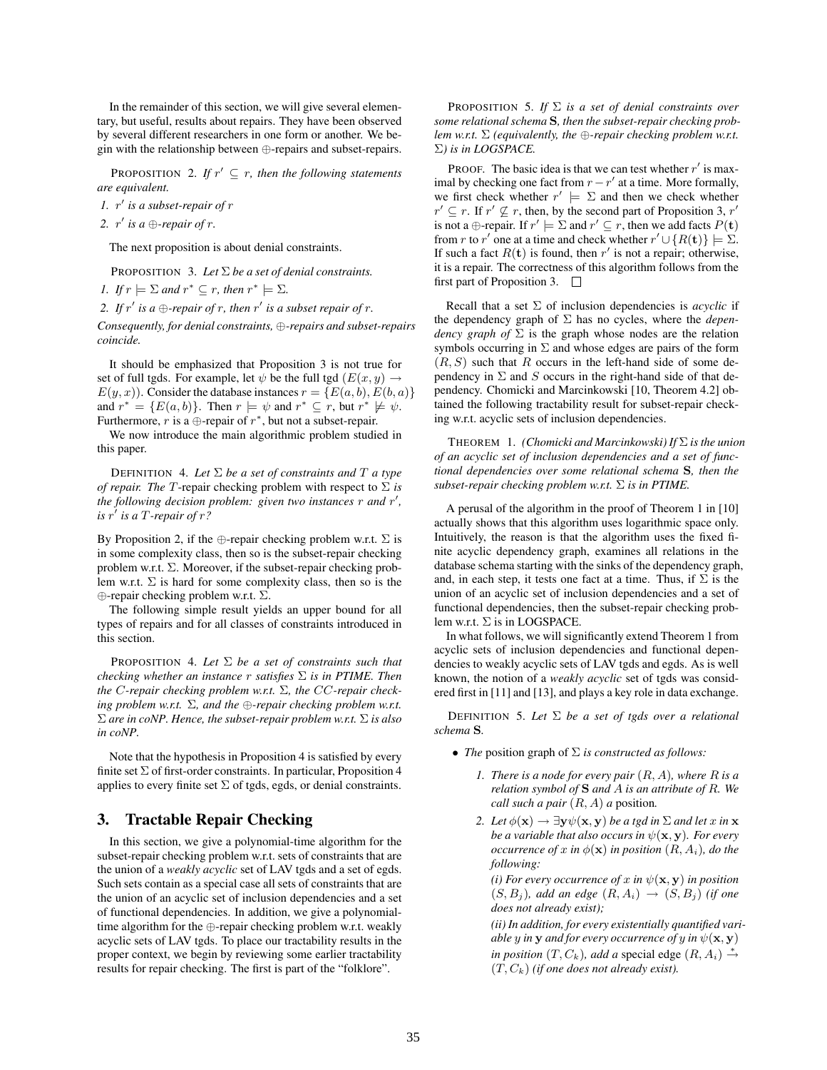In the remainder of this section, we will give several elementary, but useful, results about repairs. They have been observed by several different researchers in one form or another. We begin with the relationship between $\oplus$-repairs and subset-repairs.

PROPOSITION 2. *If $r' \subseteq r$, then the following statements are equivalent.*

1. *$r'$ is a subset-repair of $r$*
2. *$r'$ is a $\oplus$-repair of $r$.*

The next proposition is about denial constraints.

PROPOSITION 3. *Let $\Sigma$ be a set of denial constraints.*

1. *If $r \models \Sigma$ and $r^* \subseteq r$, then $r^* \models \Sigma$.*
2. *If $r'$ is a $\oplus$-repair of $r$, then $r'$ is a subset repair of $r$.*

*Consequently, for denial constraints, $\oplus$-repairs and subset-repairs coincide.*

It should be emphasized that Proposition 3 is not true for set of full tgds. For example, let $\psi$ be the full tgd $(E(x, y) \rightarrow E(y, x))$. Consider the database instances $r = \{E(a, b), E(b, a)\}$ and $r^* = \{E(a, b)\}$. Then $r \models \psi$ and $r^* \subseteq r$, but $r^* \not\models \psi$. Furthermore, $r$ is a $\oplus$-repair of $r^*$, but not a subset-repair.

We now introduce the main algorithmic problem studied in this paper.

DEFINITION 4. *Let $\Sigma$ be a set of constraints and $T$ a type of repair. The* $T$-repair checking problem *with respect to $\Sigma$ is the following decision problem: given two instances $r$ and $r'$, is $r'$ is a $T$-repair of $r$?*

By Proposition 2, if the $\oplus$-repair checking problem w.r.t. $\Sigma$ is in some complexity class, then so is the subset-repair checking problem w.r.t. $\Sigma$. Moreover, if the subset-repair checking problem w.r.t. $\Sigma$ is hard for some complexity class, then so is the $\oplus$-repair checking problem w.r.t. $\Sigma$.

The following simple result yields an upper bound for all types of repairs and for all classes of constraints introduced in this section.

PROPOSITION 4. *Let $\Sigma$ be a set of constraints such that checking whether an instance $r$ satisfies $\Sigma$ is in PTIME. Then the $C$-repair checking problem w.r.t. $\Sigma$, the $CC$-repair checking problem w.r.t. $\Sigma$, and the $\oplus$-repair checking problem w.r.t. $\Sigma$ are in coNP. Hence, the subset-repair problem w.r.t. $\Sigma$ is also in coNP.*

Note that the hypothesis in Proposition 4 is satisfied by every finite set $\Sigma$ of first-order constraints. In particular, Proposition 4 applies to every finite set $\Sigma$ of tgds, egds, or denial constraints.

## 3. Tractable Repair Checking

In this section, we give a polynomial-time algorithm for the subset-repair checking problem w.r.t. sets of constraints that are the union of a *weakly acyclic* set of LAV tgds and a set of egds. Such sets contain as a special case all sets of constraints that are the union of an acyclic set of inclusion dependencies and a set of functional dependencies. In addition, we give a polynomial-time algorithm for the $\oplus$-repair checking problem w.r.t. weakly acyclic sets of LAV tgds. To place our tractability results in the proper context, we begin by reviewing some earlier tractability results for repair checking. The first is part of the "folklore".

PROPOSITION 5. *If $\Sigma$ is a set of denial constraints over some relational schema $\mathbf{S}$, then the subset-repair checking problem w.r.t. $\Sigma$ (equivalently, the $\oplus$-repair checking problem w.r.t. $\Sigma$) is in LOGSPACE.*

PROOF. The basic idea is that we can test whether $r'$ is maximal by checking one fact from $r - r'$ at a time. More formally, we first check whether $r' \models \Sigma$ and then we check whether $r' \subseteq r$. If $r' \not\subseteq r$, then, by the second part of Proposition 3, $r'$ is not a $\oplus$-repair. If $r' \models \Sigma$ and $r' \subseteq r$, then we add facts $P(\mathbf{t})$ from $r$ to $r'$ one at a time and check whether $r' \cup \{R(\mathbf{t})\} \models \Sigma$. If such a fact $R(\mathbf{t})$ is found, then $r'$ is not a repair; otherwise, it is a repair. The correctness of this algorithm follows from the first part of Proposition 3. $\Box$

Recall that a set $\Sigma$ of inclusion dependencies is *acyclic* if the dependency graph of $\Sigma$ has no cycles, where the *dependency graph of* $\Sigma$ is the graph whose nodes are the relation symbols occurring in $\Sigma$ and whose edges are pairs of the form $(R, S)$ such that $R$ occurs in the left-hand side of some dependency in $\Sigma$ and $S$ occurs in the right-hand side of that dependency. Chomicki and Marcinkowski [10, Theorem 4.2] obtained the following tractability result for subset-repair checking w.r.t. acyclic sets of inclusion dependencies.

THEOREM 1. *(Chomicki and Marcinkowski) If $\Sigma$ is the union of an acyclic set of inclusion dependencies and a set of functional dependencies over some relational schema $\mathbf{S}$, then the subset-repair checking problem w.r.t. $\Sigma$ is in PTIME.*

A perusal of the algorithm in the proof of Theorem 1 in [10] actually shows that this algorithm uses logarithmic space only. Intuitively, the reason is that the algorithm uses the fixed finite acyclic dependency graph, examines all relations in the database schema starting with the sinks of the dependency graph, and, in each step, it tests one fact at a time. Thus, if $\Sigma$ is the union of an acyclic set of inclusion dependencies and a set of functional dependencies, then the subset-repair checking problem w.r.t. $\Sigma$ is in LOGSPACE.

In what follows, we will significantly extend Theorem 1 from acyclic sets of inclusion dependencies and functional dependencies to weakly acyclic sets of LAV tgds and egds. As is well known, the notion of a *weakly acyclic* set of tgds was considered first in [11] and [13], and plays a key role in data exchange.

DEFINITION 5. *Let $\Sigma$ be a set of tgds over a relational schema $\mathbf{S}$.*

- *The* position graph *of $\Sigma$ is constructed as follows:*
  1. *There is a node for every pair $(R, A)$, where $R$ is a relation symbol of $\mathbf{S}$ and $A$ is an attribute of $R$. We call such a pair $(R, A)$ a* position*.*
  2. *Let $\phi(\mathbf{x}) \rightarrow \exists \mathbf{y} \psi(\mathbf{x}, \mathbf{y})$ be a tgd in $\Sigma$ and let $x$ in $\mathbf{x}$ be a variable that also occurs in $\psi(\mathbf{x}, \mathbf{y})$. For every occurrence of $x$ in $\phi(\mathbf{x})$ in position $(R, A_i)$, do the following:*

     *(i) For every occurrence of $x$ in $\psi(\mathbf{x}, \mathbf{y})$ in position $(S, B_j)$, add an edge $(R, A_i) \rightarrow (S, B_j)$ (if one does not already exist);*

     *(ii) In addition, for every existentially quantified variable $y$ in $\mathbf{y}$ and for every occurrence of $y$ in $\psi(\mathbf{x}, \mathbf{y})$ in position $(T, C_k)$, add a* special edge *$(R, A_i) \xrightarrow{*} (T, C_k)$ (if one does not already exist).*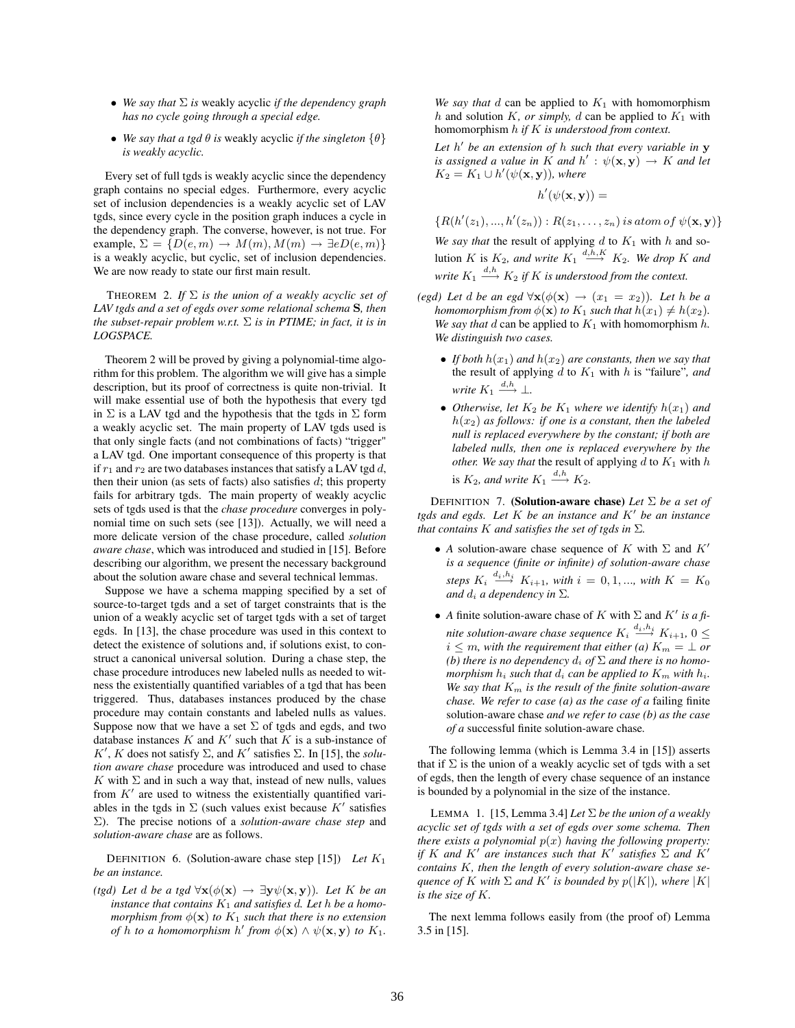- *We say that $\Sigma$ is* weakly acyclic *if the dependency graph has no cycle going through a special edge.*
- *We say that a tgd $\theta$ is* weakly acyclic *if the singleton $\{\theta\}$ is weakly acyclic.*

Every set of full tgds is weakly acyclic since the dependency graph contains no special edges. Furthermore, every acyclic set of inclusion dependencies is a weakly acyclic set of LAV tgds, since every cycle in the position graph induces a cycle in the dependency graph. The converse, however, is not true. For example, $\Sigma = \{D(e,m) \rightarrow M(m), M(m) \rightarrow \exists e D(e,m)\}$ is a weakly acyclic, but cyclic, set of inclusion dependencies. We are now ready to state our first main result.

THEOREM 2. *If $\Sigma$ is the union of a weakly acyclic set of LAV tgds and a set of egds over some relational schema $\mathbf{S}$, then the subset-repair problem w.r.t. $\Sigma$ is in PTIME; in fact, it is in LOGSPACE.*

Theorem 2 will be proved by giving a polynomial-time algorithm for this problem. The algorithm we will give has a simple description, but its proof of correctness is quite non-trivial. It will make essential use of both the hypothesis that every tgd in $\Sigma$ is a LAV tgd and the hypothesis that the tgds in $\Sigma$ form a weakly acyclic set. The main property of LAV tgds used is that only single facts (and not combinations of facts) "trigger" a LAV tgd. One important consequence of this property is that if $r_1$ and $r_2$ are two databases instances that satisfy a LAV tgd $d$, then their union (as sets of facts) also satisfies $d$; this property fails for arbitrary tgds. The main property of weakly acyclic sets of tgds used is that the *chase procedure* converges in polynomial time on such sets (see [13]). Actually, we will need a more delicate version of the chase procedure, called *solution aware chase*, which was introduced and studied in [15]. Before describing our algorithm, we present the necessary background about the solution aware chase and several technical lemmas.

Suppose we have a schema mapping specified by a set of source-to-target tgds and a set of target constraints that is the union of a weakly acyclic set of target tgds with a set of target egds. In [13], the chase procedure was used in this context to detect the existence of solutions and, if solutions exist, to construct a canonical universal solution. During a chase step, the chase procedure introduces new labeled nulls as needed to witness the existentially quantified variables of a tgd that has been triggered. Thus, databases instances produced by the chase procedure may contain constants and labeled nulls as values. Suppose now that we have a set $\Sigma$ of tgds and egds, and two database instances $K$ and $K'$ such that $K$ is a sub-instance of $K'$, $K$ does not satisfy $\Sigma$, and $K'$ satisfies $\Sigma$. In [15], the *solution aware chase* procedure was introduced and used to chase $K$ with $\Sigma$ and in such a way that, instead of new nulls, values from $K'$ are used to witness the existentially quantified variables in the tgds in $\Sigma$ (such values exist because $K'$ satisfies $\Sigma$). The precise notions of a *solution-aware chase step* and *solution-aware chase* are as follows.

DEFINITION 6. (Solution-aware chase step [15]) *Let $K_1$ be an instance.*

*(tgd) Let $d$ be a tgd $\forall \mathbf{x}(\phi(\mathbf{x}) \rightarrow \exists \mathbf{y} \psi(\mathbf{x}, \mathbf{y}))$. Let $K$ be an instance that contains $K_1$ and satisfies $d$. Let $h$ be a homomorphism from $\phi(\mathbf{x})$ to $K_1$ such that there is no extension of $h$ to a homomorphism $h'$ from $\phi(\mathbf{x}) \wedge \psi(\mathbf{x}, \mathbf{y})$ to $K_1$.*

*We say that $d$* can be applied to *$K_1$* with homomorphism *$h$* and solution *$K$, or simply, $d$* can be applied to *$K_1$* with homomorphism *$h$ if $K$ is understood from context.*

*Let $h'$ be an extension of $h$ such that every variable in $\mathbf{y}$ is assigned a value in $K$ and $h' : \psi(\mathbf{x}, \mathbf{y}) \rightarrow K$ and let $K_2 = K_1 \cup h'(\psi(\mathbf{x}, \mathbf{y}))$, where*

$$h'(\psi(\mathbf{x}, \mathbf{y})) =$$

$$\{R(h'(z_1), ..., h'(z_n)) : R(z_1, \ldots, z_n) \; is \; atom \; of \; \psi(\mathbf{x}, \mathbf{y})\}$$

*We say that* the result of applying *$d$ to $K_1$ with $h$ and* solution *$K$ is $K_2$, and write $K_1 \xrightarrow{d,h,K} K_2$. We drop $K$ and write $K_1 \xrightarrow{d,h} K_2$ if $K$ is understood from the context.*

*(egd) Let $d$ be an egd $\forall \mathbf{x}(\phi(\mathbf{x}) \rightarrow (x_1 = x_2))$. Let $h$ be a homomorphism from $\phi(\mathbf{x})$ to $K_1$ such that $h(x_1) \neq h(x_2)$. We say that $d$* can be applied to *$K_1$* with homomorphism *$h$. We distinguish two cases.*

- *If both $h(x_1)$ and $h(x_2)$ are constants, then we say that* the result of applying *$d$ to $K_1$* with *$h$ is "failure", and write $K_1 \xrightarrow{d,h} \bot$.*
- *Otherwise, let $K_2$ be $K_1$ where we identify $h(x_1)$ and $h(x_2)$ as follows: if one is a constant, then the labeled null is replaced everywhere by the constant; if both are labeled nulls, then one is replaced everywhere by the other. We say that* the result of applying *$d$ to $K_1$ with $h$* is *$K_2$, and write $K_1 \xrightarrow{d,h} K_2$.*

DEFINITION 7. **(Solution-aware chase)** *Let $\Sigma$ be a set of tgds and egds. Let $K$ be an instance and $K'$ be an instance that contains $K$ and satisfies the set of tgds in $\Sigma$.*

- *A* solution-aware chase sequence of *$K$* with *$\Sigma$* and *$K'$ is a sequence (finite or infinite) of solution-aware chase steps $K_i \xrightarrow{d_i,h_i} K_{i+1}$, with $i = 0, 1, ...,$ with $K = K_0$ and $d_i$ a dependency in $\Sigma$.*
- *A* finite solution-aware chase of *$K$* with *$\Sigma$* and *$K'$ is a finite solution-aware chase sequence $K_i \xrightarrow{d_i,h_i} K_{i+1}$, $0 \leq i \leq m$, with the requirement that either (a) $K_m = \bot$ or (b) there is no dependency $d_i$ of $\Sigma$ and there is no homomorphism $h_i$ such that $d_i$ can be applied to $K_m$ with $h_i$. We say that $K_m$ is the result of the finite solution-aware chase. We refer to case (a) as the case of a* failing finite solution-aware chase *and we refer to case (b) as the case of a* successful finite solution-aware chase*.*

The following lemma (which is Lemma 3.4 in [15]) asserts that if $\Sigma$ is the union of a weakly acyclic set of tgds with a set of egds, then the length of every chase sequence of an instance is bounded by a polynomial in the size of the instance.

LEMMA 1. [15, Lemma 3.4] *Let $\Sigma$ be the union of a weakly acyclic set of tgds with a set of egds over some schema. Then there exists a polynomial $p(x)$ having the following property: if $K$ and $K'$ are instances such that $K'$ satisfies $\Sigma$ and $K'$ contains $K$, then the length of every solution-aware chase sequence of $K$ with $\Sigma$ and $K'$ is bounded by $p(|K|)$, where $|K|$ is the size of $K$.*

The next lemma follows easily from (the proof of) Lemma 3.5 in [15].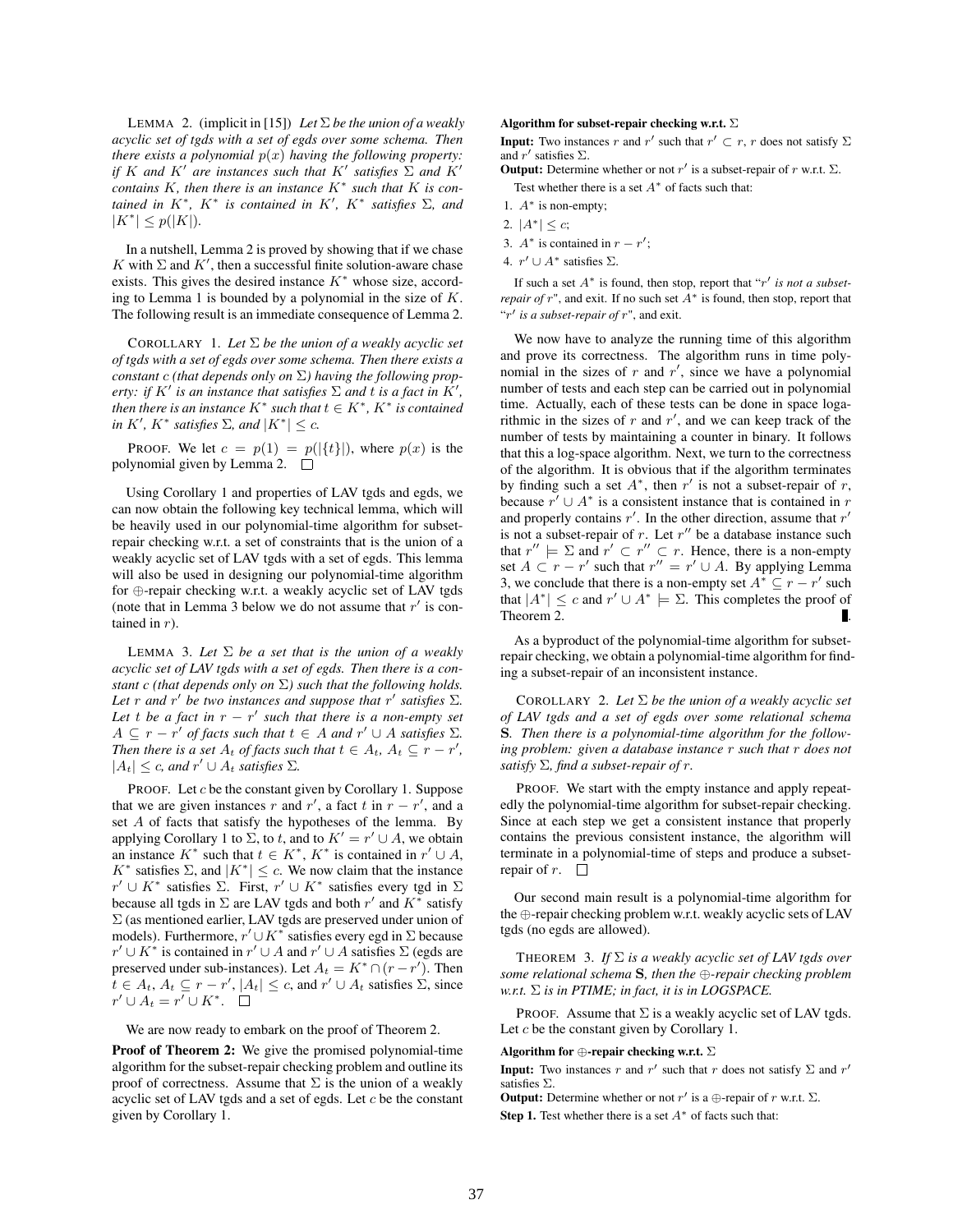LEMMA 2. (implicit in [15]) *Let $\Sigma$ be the union of a weakly acyclic set of tgds with a set of egds over some schema. Then there exists a polynomial $p(x)$ having the following property: if $K$ and $K'$ are instances such that $K'$ satisfies $\Sigma$ and $K'$ contains $K$, then there is an instance $K^*$ such that $K$ is contained in $K^*$, $K^*$ is contained in $K'$, $K^*$ satisfies $\Sigma$, and $|K^*| \leq p(|K|)$.*

In a nutshell, Lemma 2 is proved by showing that if we chase $K$ with $\Sigma$ and $K'$, then a successful finite solution-aware chase exists. This gives the desired instance $K^*$ whose size, according to Lemma 1 is bounded by a polynomial in the size of $K$. The following result is an immediate consequence of Lemma 2.

COROLLARY 1. *Let $\Sigma$ be the union of a weakly acyclic set of tgds with a set of egds over some schema. Then there exists a constant $c$ (that depends only on $\Sigma$) having the following property: if $K'$ is an instance that satisfies $\Sigma$ and $t$ is a fact in $K'$, then there is an instance $K^*$ such that $t \in K^*$, $K^*$ is contained in $K'$, $K^*$ satisfies $\Sigma$, and $|K^*| \leq c$.*

PROOF. We let $c = p(1) = p(|\{t\}|)$, where $p(x)$ is the polynomial given by Lemma 2. □

Using Corollary 1 and properties of LAV tgds and egds, we can now obtain the following key technical lemma, which will be heavily used in our polynomial-time algorithm for subset-repair checking w.r.t. a set of constraints that is the union of a weakly acyclic set of LAV tgds with a set of egds. This lemma will also be used in designing our polynomial-time algorithm for $\oplus$-repair checking w.r.t. a weakly acyclic set of LAV tgds (note that in Lemma 3 below we do not assume that $r'$ is contained in $r$).

LEMMA 3. *Let $\Sigma$ be a set that is the union of a weakly acyclic set of LAV tgds with a set of egds. Then there is a constant $c$ (that depends only on $\Sigma$) such that the following holds. Let $r$ and $r'$ be two instances and suppose that $r'$ satisfies $\Sigma$. Let $t$ be a fact in $r - r'$ such that there is a non-empty set $A \subseteq r - r'$ of facts such that $t \in A$ and $r' \cup A$ satisfies $\Sigma$. Then there is a set $A_t$ of facts such that $t \in A_t$, $A_t \subseteq r - r'$, $|A_t| \leq c$, and $r' \cup A_t$ satisfies $\Sigma$.*

PROOF. Let $c$ be the constant given by Corollary 1. Suppose that we are given instances $r$ and $r'$, a fact $t$ in $r - r'$, and a set $A$ of facts that satisfy the hypotheses of the lemma. By applying Corollary 1 to $\Sigma$, to $t$, and to $K' = r' \cup A$, we obtain an instance $K^*$ such that $t \in K^*$, $K^*$ is contained in $r' \cup A$, $K^*$ satisfies $\Sigma$, and $|K^*| \leq c$. We now claim that the instance $r' \cup K^*$ satisfies $\Sigma$. First, $r' \cup K^*$ satisfies every tgd in $\Sigma$ because all tgds in $\Sigma$ are LAV tgds and both $r'$ and $K^*$ satisfy $\Sigma$ (as mentioned earlier, LAV tgds are preserved under union of models). Furthermore, $r' \cup K^*$ satisfies every egd in $\Sigma$ because $r' \cup K^*$ is contained in $r' \cup A$ and $r' \cup A$ satisfies $\Sigma$ (egds are preserved under sub-instances). Let $A_t = K^* \cap (r - r')$. Then $t \in A_t$, $A_t \subseteq r - r'$, $|A_t| \leq c$, and $r' \cup A_t$ satisfies $\Sigma$, since $r' \cup A_t = r' \cup K^*$. □

We are now ready to embark on the proof of Theorem 2.

**Proof of Theorem 2:** We give the promised polynomial-time algorithm for the subset-repair checking problem and outline its proof of correctness. Assume that $\Sigma$ is the union of a weakly acyclic set of LAV tgds and a set of egds. Let $c$ be the constant given by Corollary 1.

**Algorithm for subset-repair checking w.r.t. $\Sigma$**

**Input:** Two instances $r$ and $r'$ such that $r' \subset r$, $r$ does not satisfy $\Sigma$ and $r'$ satisfies $\Sigma$.

**Output:** Determine whether or not $r'$ is a subset-repair of $r$ w.r.t. $\Sigma$.

Test whether there is a set $A^*$ of facts such that:

1. $A^*$ is non-empty;
2. $|A^*| \leq c$;
3. $A^*$ is contained in $r - r'$;
4. $r' \cup A^*$ satisfies $\Sigma$.

If such a set $A^*$ is found, then stop, report that "*$r'$ is not a subset-repair of $r$*", and exit. If no such set $A^*$ is found, then stop, report that "*$r'$ is a subset-repair of $r$*", and exit.

We now have to analyze the running time of this algorithm and prove its correctness. The algorithm runs in time polynomial in the sizes of $r$ and $r'$, since we have a polynomial number of tests and each step can be carried out in polynomial time. Actually, each of these tests can be done in space logarithmic in the sizes of $r$ and $r'$, and we can keep track of the number of tests by maintaining a counter in binary. It follows that this a log-space algorithm. Next, we turn to the correctness of the algorithm. It is obvious that if the algorithm terminates by finding such a set $A^*$, then $r'$ is not a subset-repair of $r$, because $r' \cup A^*$ is a consistent instance that is contained in $r$ and properly contains $r'$. In the other direction, assume that $r'$ is not a subset-repair of $r$. Let $r''$ be a database instance such that $r'' \models \Sigma$ and $r' \subset r'' \subset r$. Hence, there is a non-empty set $A \subset r - r'$ such that $r'' = r' \cup A$. By applying Lemma 3, we conclude that there is a non-empty set $A^* \subseteq r - r'$ such that $|A^*| \leq c$ and $r' \cup A^* \models \Sigma$. This completes the proof of Theorem 2. ■

As a byproduct of the polynomial-time algorithm for subset-repair checking, we obtain a polynomial-time algorithm for finding a subset-repair of an inconsistent instance.

COROLLARY 2. *Let $\Sigma$ be the union of a weakly acyclic set of LAV tgds and a set of egds over some relational schema $\mathbf{S}$. Then there is a polynomial-time algorithm for the following problem: given a database instance $r$ such that $r$ does not satisfy $\Sigma$, find a subset-repair of $r$.*

PROOF. We start with the empty instance and apply repeatedly the polynomial-time algorithm for subset-repair checking. Since at each step we get a consistent instance that properly contains the previous consistent instance, the algorithm will terminate in a polynomial-time of steps and produce a subset-repair of $r$. □

Our second main result is a polynomial-time algorithm for the $\oplus$-repair checking problem w.r.t. weakly acyclic sets of LAV tgds (no egds are allowed).

THEOREM 3. *If $\Sigma$ is a weakly acyclic set of LAV tgds over some relational schema $\mathbf{S}$, then the $\oplus$-repair checking problem w.r.t. $\Sigma$ is in PTIME; in fact, it is in LOGSPACE.*

PROOF. Assume that $\Sigma$ is a weakly acyclic set of LAV tgds. Let $c$ be the constant given by Corollary 1.

**Algorithm for $\oplus$-repair checking w.r.t. $\Sigma$**

**Input:** Two instances $r$ and $r'$ such that $r$ does not satisfy $\Sigma$ and $r'$ satisfies $\Sigma$.

**Output:** Determine whether or not $r'$ is a $\oplus$-repair of $r$ w.r.t. $\Sigma$.

**Step 1.** Test whether there is a set $A^*$ of facts such that: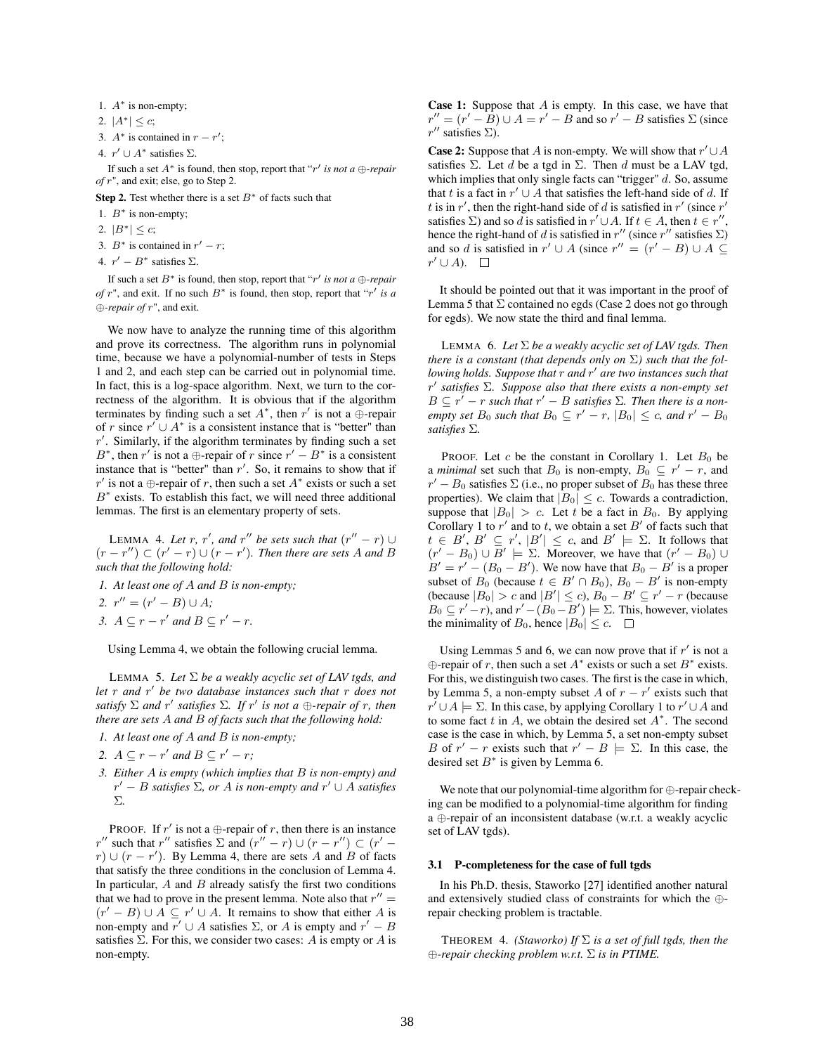1. $A^*$ is non-empty;
2. $|A^*| \leq c$;
3. $A^*$ is contained in $r - r'$;
4. $r' \cup A^*$ satisfies $\Sigma$.

If such a set $A^*$ is found, then stop, report that "$r'$ *is not a* $\oplus$*-repair of* $r$", and exit; else, go to Step 2.

**Step 2.** Test whether there is a set $B^*$ of facts such that

1. $B^*$ is non-empty;
2. $|B^*| \leq c$;
3. $B^*$ is contained in $r' - r$;
4. $r' - B^*$ satisfies $\Sigma$.

If such a set $B^*$ is found, then stop, report that "$r'$ *is not a* $\oplus$*-repair of* $r$", and exit. If no such $B^*$ is found, then stop, report that "$r'$ *is a* $\oplus$*-repair of* $r$", and exit.

We now have to analyze the running time of this algorithm and prove its correctness. The algorithm runs in polynomial time, because we have a polynomial-number of tests in Steps 1 and 2, and each step can be carried out in polynomial time. In fact, this is a log-space algorithm. Next, we turn to the correctness of the algorithm. It is obvious that if the algorithm terminates by finding such a set $A^*$, then $r'$ is not a $\oplus$-repair of $r$ since $r' \cup A^*$ is a consistent instance that is "better" than $r'$. Similarly, if the algorithm terminates by finding such a set $B^*$, then $r'$ is not a $\oplus$-repair of $r$ since $r' - B^*$ is a consistent instance that is "better" than $r'$. So, it remains to show that if $r'$ is not a $\oplus$-repair of $r$, then such a set $A^*$ exists or such a set $B^*$ exists. To establish this fact, we will need three additional lemmas. The first is an elementary property of sets.

LEMMA 4. *Let $r$, $r'$, and $r''$ be sets such that $(r'' - r) \cup (r - r'') \subset (r' - r) \cup (r - r')$. Then there are sets $A$ and $B$ such that the following hold:*

1. *At least one of $A$ and $B$ is non-empty;*
2. *$r'' = (r' - B) \cup A$;*
3. *$A \subseteq r - r'$ and $B \subseteq r' - r$.*

Using Lemma 4, we obtain the following crucial lemma.

LEMMA 5. *Let $\Sigma$ be a weakly acyclic set of LAV tgds, and let $r$ and $r'$ be two database instances such that $r$ does not satisfy $\Sigma$ and $r'$ satisfies $\Sigma$. If $r'$ is not a $\oplus$-repair of $r$, then there are sets $A$ and $B$ of facts such that the following hold:*

1. *At least one of $A$ and $B$ is non-empty;*
2. *$A \subseteq r - r'$ and $B \subseteq r' - r$;*
3. *Either $A$ is empty (which implies that $B$ is non-empty) and $r' - B$ satisfies $\Sigma$, or $A$ is non-empty and $r' \cup A$ satisfies $\Sigma$.*

PROOF. If $r'$ is not a $\oplus$-repair of $r$, then there is an instance $r''$ such that $r''$ satisfies $\Sigma$ and $(r'' - r) \cup (r - r'') \subset (r' - r) \cup (r - r')$. By Lemma 4, there are sets $A$ and $B$ of facts that satisfy the three conditions in the conclusion of Lemma 4. In particular, $A$ and $B$ already satisfy the first two conditions that we had to prove in the present lemma. Note also that $r'' = (r' - B) \cup A \subseteq r' \cup A$. It remains to show that either $A$ is non-empty and $r' \cup A$ satisfies $\Sigma$, or $A$ is empty and $r' - B$ satisfies $\Sigma$. For this, we consider two cases: $A$ is empty or $A$ is non-empty.

**Case 1:** Suppose that $A$ is empty. In this case, we have that $r'' = (r' - B) \cup A = r' - B$ and so $r' - B$ satisfies $\Sigma$ (since $r''$ satisfies $\Sigma$).

**Case 2:** Suppose that $A$ is non-empty. We will show that $r' \cup A$ satisfies $\Sigma$. Let $d$ be a tgd in $\Sigma$. Then $d$ must be a LAV tgd, which implies that only single facts can "trigger" $d$. So, assume that $t$ is a fact in $r' \cup A$ that satisfies the left-hand side of $d$. If $t$ is in $r'$, then the right-hand side of $d$ is satisfied in $r'$ (since $r'$ satisfies $\Sigma$) and so $d$ is satisfied in $r' \cup A$. If $t \in A$, then $t \in r''$, hence the right-hand of $d$ is satisfied in $r''$ (since $r''$ satisfies $\Sigma$) and so $d$ is satisfied in $r' \cup A$ (since $r'' = (r' - B) \cup A \subseteq r' \cup A$). $\square$

It should be pointed out that it was important in the proof of Lemma 5 that $\Sigma$ contained no egds (Case 2 does not go through for egds). We now state the third and final lemma.

LEMMA 6. *Let $\Sigma$ be a weakly acyclic set of LAV tgds. Then there is a constant (that depends only on $\Sigma$) such that the following holds. Suppose that $r$ and $r'$ are two instances such that $r'$ satisfies $\Sigma$. Suppose also that there exists a non-empty set $B \subseteq r' - r$ such that $r' - B$ satisfies $\Sigma$. Then there is a non-empty set $B_0$ such that $B_0 \subseteq r' - r$, $|B_0| \leq c$, and $r' - B_0$ satisfies $\Sigma$.*

PROOF. Let $c$ be the constant in Corollary 1. Let $B_0$ be a *minimal* set such that $B_0$ is non-empty, $B_0 \subseteq r' - r$, and $r' - B_0$ satisfies $\Sigma$ (i.e., no proper subset of $B_0$ has these three properties). We claim that $|B_0| \leq c$. Towards a contradiction, suppose that $|B_0| > c$. Let $t$ be a fact in $B_0$. By applying Corollary 1 to $r'$ and to $t$, we obtain a set $B'$ of facts such that $t \in B'$, $B' \subseteq r'$, $|B'| \leq c$, and $B' \models \Sigma$. It follows that $(r' - B_0) \cup B' \models \Sigma$. Moreover, we have that $(r' - B_0) \cup B' = r' - (B_0 - B')$. We now have that $B_0 - B'$ is a proper subset of $B_0$ (because $t \in B' \cap B_0$), $B_0 - B'$ is non-empty (because $|B_0| > c$ and $|B'| \leq c$), $B_0 - B' \subseteq r' - r$ (because $B_0 \subseteq r' - r$), and $r' - (B_0 - B') \models \Sigma$. This, however, violates the minimality of $B_0$, hence $|B_0| \leq c$. $\square$

Using Lemmas 5 and 6, we can now prove that if $r'$ is not a $\oplus$-repair of $r$, then such a set $A^*$ exists or such a set $B^*$ exists. For this, we distinguish two cases. The first is the case in which, by Lemma 5, a non-empty subset $A$ of $r - r'$ exists such that $r' \cup A \models \Sigma$. In this case, by applying Corollary 1 to $r' \cup A$ and to some fact $t$ in $A$, we obtain the desired set $A^*$. The second case is the case in which, by Lemma 5, a set non-empty subset $B$ of $r' - r$ exists such that $r' - B \models \Sigma$. In this case, the desired set $B^*$ is given by Lemma 6.

We note that our polynomial-time algorithm for $\oplus$-repair checking can be modified to a polynomial-time algorithm for finding a $\oplus$-repair of an inconsistent database (w.r.t. a weakly acyclic set of LAV tgds).

### 3.1 P-completeness for the case of full tgds

In his Ph.D. thesis, Staworko [27] identified another natural and extensively studied class of constraints for which the $\oplus$-repair checking problem is tractable.

THEOREM 4. *(Staworko) If $\Sigma$ is a set of full tgds, then the $\oplus$-repair checking problem w.r.t. $\Sigma$ is in PTIME.*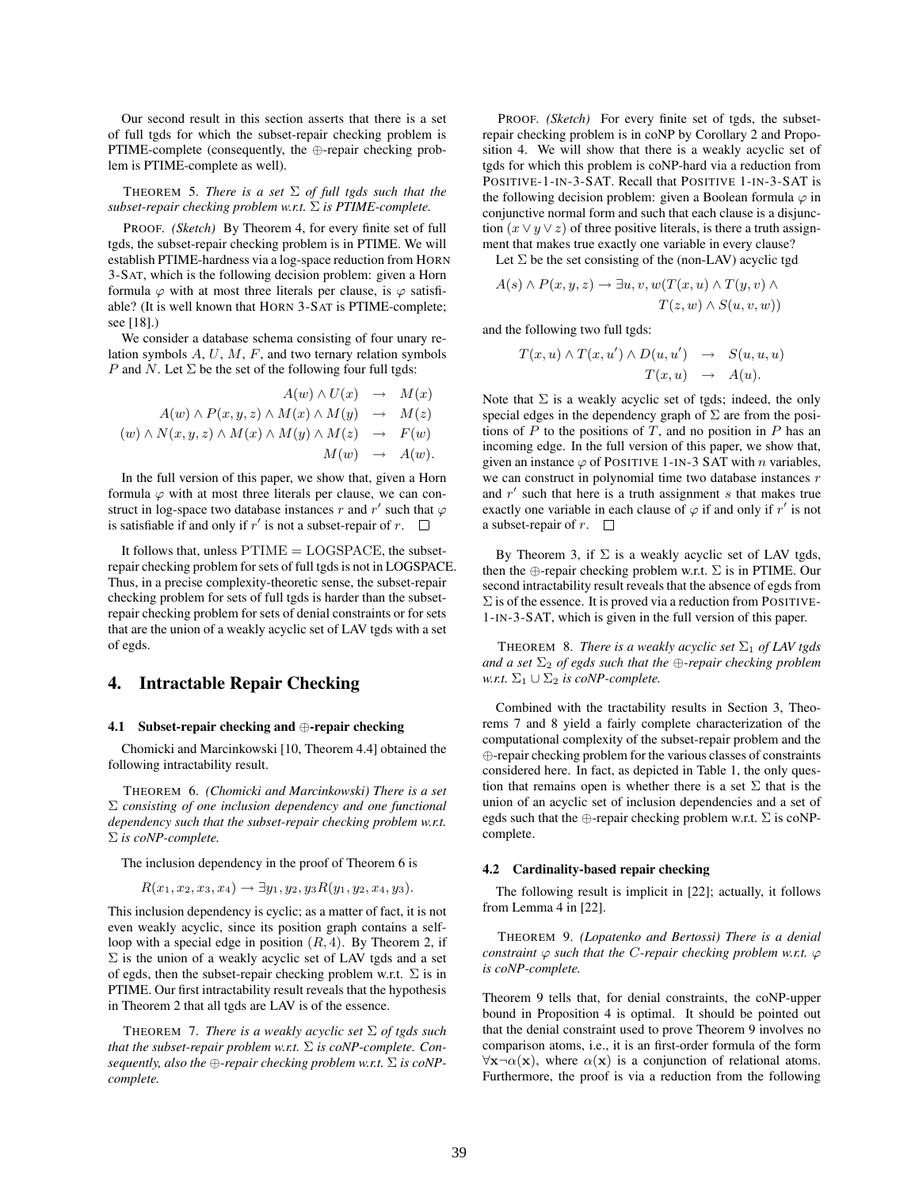Our second result in this section asserts that there is a set of full tgds for which the subset-repair checking problem is PTIME-complete (consequently, the $\oplus$-repair checking problem is PTIME-complete as well).

THEOREM 5. *There is a set $\Sigma$ of full tgds such that the subset-repair checking problem w.r.t. $\Sigma$ is PTIME-complete.*

PROOF. *(Sketch)* By Theorem 4, for every finite set of full tgds, the subset-repair checking problem is in PTIME. We will establish PTIME-hardness via a log-space reduction from HORN 3-SAT, which is the following decision problem: given a Horn formula $\varphi$ with at most three literals per clause, is $\varphi$ satisfiable? (It is well known that HORN 3-SAT is PTIME-complete; see [18].)

We consider a database schema consisting of four unary relation symbols $A$, $U$, $M$, $F$, and two ternary relation symbols $P$ and $N$. Let $\Sigma$ be the set of the following four full tgds:

$$
\begin{aligned}
A(w) \wedge U(x) &\rightarrow M(x)\\
A(w) \wedge P(x,y,z) \wedge M(x) \wedge M(y) &\rightarrow M(z)\\
(w) \wedge N(x,y,z) \wedge M(x) \wedge M(y) \wedge M(z) &\rightarrow F(w)\\
M(w) &\rightarrow A(w).
\end{aligned}
$$

In the full version of this paper, we show that, given a Horn formula $\varphi$ with at most three literals per clause, we can construct in log-space two database instances $r$ and $r'$ such that $\varphi$ is satisfiable if and only if $r'$ is not a subset-repair of $r$. $\square$

It follows that, unless $\mathrm{PTIME} = \mathrm{LOGSPACE}$, the subset-repair checking problem for sets of full tgds is not in LOGSPACE. Thus, in a precise complexity-theoretic sense, the subset-repair checking problem for sets of full tgds is harder than the subset-repair checking problem for sets of denial constraints or for sets that are the union of a weakly acyclic set of LAV tgds with a set of egds.

# 4. Intractable Repair Checking

## 4.1 Subset-repair checking and $\oplus$-repair checking

Chomicki and Marcinkowski [10, Theorem 4.4] obtained the following intractability result.

THEOREM 6. *(Chomicki and Marcinkowski) There is a set $\Sigma$ consisting of one inclusion dependency and one functional dependency such that the subset-repair checking problem w.r.t. $\Sigma$ is coNP-complete.*

The inclusion dependency in the proof of Theorem 6 is

$$R(x_1, x_2, x_3, x_4) \rightarrow \exists y_1, y_2, y_3 R(y_1, y_2, x_4, y_3).$$

This inclusion dependency is cyclic; as a matter of fact, it is not even weakly acyclic, since its position graph contains a self-loop with a special edge in position $(R, 4)$. By Theorem 2, if $\Sigma$ is the union of a weakly acyclic set of LAV tgds and a set of egds, then the subset-repair checking problem w.r.t. $\Sigma$ is in PTIME. Our first intractability result reveals that the hypothesis in Theorem 2 that all tgds are LAV is of the essence.

THEOREM 7. *There is a weakly acyclic set $\Sigma$ of tgds such that the subset-repair problem w.r.t. $\Sigma$ is coNP-complete. Consequently, also the $\oplus$-repair checking problem w.r.t. $\Sigma$ is coNP-complete.*

PROOF. *(Sketch)* For every finite set of tgds, the subset-repair checking problem is in coNP by Corollary 2 and Proposition 4. We will show that there is a weakly acyclic set of tgds for which this problem is coNP-hard via a reduction from POSITIVE-1-IN-3-SAT. Recall that POSITIVE 1-IN-3-SAT is the following decision problem: given a Boolean formula $\varphi$ in conjunctive normal form and such that each clause is a disjunction $(x \vee y \vee z)$ of three positive literals, is there a truth assignment that makes true exactly one variable in every clause?

Let $\Sigma$ be the set consisting of the (non-LAV) acyclic tgd

$$
\begin{aligned}
A(s) \wedge P(x,y,z) \rightarrow \exists u, v, w (T(x,u) \wedge T(y,v) \wedge\\
T(z,w) \wedge S(u,v,w))
\end{aligned}
$$

and the following two full tgds:

$$
\begin{aligned}
T(x,u) \wedge T(x,u') \wedge D(u,u') &\rightarrow S(u,u,u)\\
T(x,u) &\rightarrow A(u).
\end{aligned}
$$

Note that $\Sigma$ is a weakly acyclic set of tgds; indeed, the only special edges in the dependency graph of $\Sigma$ are from the positions of $P$ to the positions of $T$, and no position in $P$ has an incoming edge. In the full version of this paper, we show that, given an instance $\varphi$ of POSITIVE 1-IN-3 SAT with $n$ variables, we can construct in polynomial time two database instances $r$ and $r'$ such that here is a truth assignment $s$ that makes true exactly one variable in each clause of $\varphi$ if and only if $r'$ is not a subset-repair of $r$. $\square$

By Theorem 3, if $\Sigma$ is a weakly acyclic set of LAV tgds, then the $\oplus$-repair checking problem w.r.t. $\Sigma$ is in PTIME. Our second intractability result reveals that the absence of egds from $\Sigma$ is of the essence. It is proved via a reduction from POSITIVE-1-IN-3-SAT, which is given in the full version of this paper.

THEOREM 8. *There is a weakly acyclic set $\Sigma_1$ of LAV tgds and a set $\Sigma_2$ of egds such that the $\oplus$-repair checking problem w.r.t. $\Sigma_1 \cup \Sigma_2$ is coNP-complete.*

Combined with the tractability results in Section 3, Theorems 7 and 8 yield a fairly complete characterization of the computational complexity of the subset-repair problem and the $\oplus$-repair checking problem for the various classes of constraints considered here. In fact, as depicted in Table 1, the only question that remains open is whether there is a set $\Sigma$ that is the union of an acyclic set of inclusion dependencies and a set of egds such that the $\oplus$-repair checking problem w.r.t. $\Sigma$ is coNP-complete.

## 4.2 Cardinality-based repair checking

The following result is implicit in [22]; actually, it follows from Lemma 4 in [22].

THEOREM 9. *(Lopatenko and Bertossi) There is a denial constraint $\varphi$ such that the $C$-repair checking problem w.r.t. $\varphi$ is coNP-complete.*

Theorem 9 tells that, for denial constraints, the coNP-upper bound in Proposition 4 is optimal. It should be pointed out that the denial constraint used to prove Theorem 9 involves no comparison atoms, i.e., it is an first-order formula of the form $\forall \mathbf{x} \neg \alpha(\mathbf{x})$, where $\alpha(\mathbf{x})$ is a conjunction of relational atoms. Furthermore, the proof is via a reduction from the following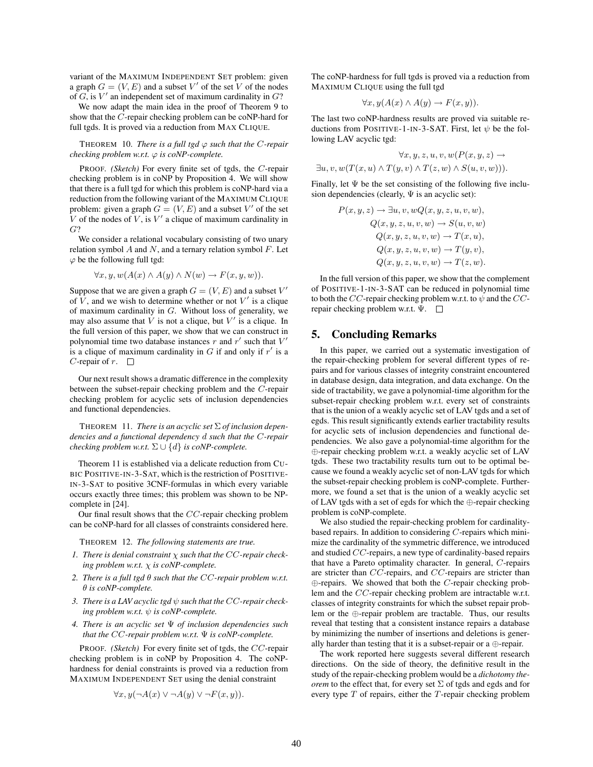variant of the MAXIMUM INDEPENDENT SET problem: given a graph $G = (V, E)$ and a subset $V'$ of the set $V$ of the nodes of $G$, is $V'$ an independent set of maximum cardinality in $G$?

We now adapt the main idea in the proof of Theorem 9 to show that the $C$-repair checking problem can be coNP-hard for full tgds. It is proved via a reduction from MAX CLIQUE.

THEOREM 10. *There is a full tgd $\varphi$ such that the $C$-repair checking problem w.r.t. $\varphi$ is coNP-complete.*

PROOF. *(Sketch)* For every finite set of tgds, the $C$-repair checking problem is in coNP by Proposition 4. We will show that there is a full tgd for which this problem is coNP-hard via a reduction from the following variant of the MAXIMUM CLIQUE problem: given a graph $G = (V, E)$ and a subset $V'$ of the set $V$ of the nodes of $V$, is $V'$ a clique of maximum cardinality in $G$?

We consider a relational vocabulary consisting of two unary relation symbol $A$ and $N$, and a ternary relation symbol $F$. Let $\varphi$ be the following full tgd:

$$\forall x, y, w(A(x) \wedge A(y) \wedge N(w) \rightarrow F(x, y, w)).$$

Suppose that we are given a graph $G = (V, E)$ and a subset $V'$ of $V$, and we wish to determine whether or not $V'$ is a clique of maximum cardinality in $G$. Without loss of generality, we may also assume that $V$ is not a clique, but $V'$ is a clique. In the full version of this paper, we show that we can construct in polynomial time two database instances $r$ and $r'$ such that $V'$ is a clique of maximum cardinality in $G$ if and only if $r'$ is a $C$-repair of $r$. □

Our next result shows a dramatic difference in the complexity between the subset-repair checking problem and the $C$-repair checking problem for acyclic sets of inclusion dependencies and functional dependencies.

THEOREM 11. *There is an acyclic set $\Sigma$ of inclusion dependencies and a functional dependency $d$ such that the $C$-repair checking problem w.r.t. $\Sigma \cup \{d\}$ is coNP-complete.*

Theorem 11 is established via a delicate reduction from CUBIC POSITIVE-IN-3-SAT, which is the restriction of POSITIVE-IN-3-SAT to positive 3CNF-formulas in which every variable occurs exactly three times; this problem was shown to be NP-complete in [24].

Our final result shows that the $CC$-repair checking problem can be coNP-hard for all classes of constraints considered here.

THEOREM 12. *The following statements are true.*

1. *There is denial constraint $\chi$ such that the $CC$-repair checking problem w.r.t. $\chi$ is coNP-complete.*
2. *There is a full tgd $\theta$ such that the $CC$-repair problem w.r.t. $\theta$ is coNP-complete.*
3. *There is a LAV acyclic tgd $\psi$ such that the $CC$-repair checking problem w.r.t. $\psi$ is coNP-complete.*
4. *There is an acyclic set $\Psi$ of inclusion dependencies such that the $CC$-repair problem w.r.t. $\Psi$ is coNP-complete.*

PROOF. *(Sketch)* For every finite set of tgds, the $CC$-repair checking problem is in coNP by Proposition 4. The coNP-hardness for denial constraints is proved via a reduction from MAXIMUM INDEPENDENT SET using the denial constraint

$$\forall x, y(\neg A(x) \vee \neg A(y) \vee \neg F(x, y)).$$

The coNP-hardness for full tgds is proved via a reduction from MAXIMUM CLIQUE using the full tgd

$$\forall x, y(A(x) \wedge A(y) \rightarrow F(x, y)).$$

The last two coNP-hardness results are proved via suitable reductions from POSITIVE-1-IN-3-SAT. First, let $\psi$ be the following LAV acyclic tgd:

$$\forall x, y, z, u, v, w(P(x, y, z) \rightarrow \exists u, v, w(T(x, u) \wedge T(y, v) \wedge T(z, w) \wedge S(u, v, w))).$$

Finally, let $\Psi$ be the set consisting of the following five inclusion dependencies (clearly, $\Psi$ is an acyclic set):

$$P(x, y, z) \rightarrow \exists u, v, w Q(x, y, z, u, v, w),$$
$$Q(x, y, z, u, v, w) \rightarrow S(u, v, w)$$
$$Q(x, y, z, u, v, w) \rightarrow T(x, u),$$
$$Q(x, y, z, u, v, w) \rightarrow T(y, v),$$
$$Q(x, y, z, u, v, w) \rightarrow T(z, w).$$

In the full version of this paper, we show that the complement of POSITIVE-1-IN-3-SAT can be reduced in polynomial time to both the $CC$-repair checking problem w.r.t. to $\psi$ and the $CC$-repair checking problem w.r.t. $\Psi$. □

## 5. Concluding Remarks

In this paper, we carried out a systematic investigation of the repair-checking problem for several different types of repairs and for various classes of integrity constraint encountered in database design, data integration, and data exchange. On the side of tractability, we gave a polynomial-time algorithm for the subset-repair checking problem w.r.t. every set of constraints that is the union of a weakly acyclic set of LAV tgds and a set of egds. This result significantly extends earlier tractability results for acyclic sets of inclusion dependencies and functional dependencies. We also gave a polynomial-time algorithm for the $\oplus$-repair checking problem w.r.t. a weakly acyclic set of LAV tgds. These two tractability results turn out to be optimal because we found a weakly acyclic set of non-LAV tgds for which the subset-repair checking problem is coNP-complete. Furthermore, we found a set that is the union of a weakly acyclic set of LAV tgds with a set of egds for which the $\oplus$-repair checking problem is coNP-complete.

We also studied the repair-checking problem for cardinality-based repairs. In addition to considering $C$-repairs which minimize the cardinality of the symmetric difference, we introduced and studied $CC$-repairs, a new type of cardinality-based repairs that have a Pareto optimality character. In general, $C$-repairs are stricter than $CC$-repairs, and $CC$-repairs are stricter than $\oplus$-repairs. We showed that both the $C$-repair checking problem and the $CC$-repair checking problem are intractable w.r.t. classes of integrity constraints for which the subset repair problem or the $\oplus$-repair problem are tractable. Thus, our results reveal that testing that a consistent instance repairs a database by minimizing the number of insertions and deletions is generally harder than testing that it is a subset-repair or a $\oplus$-repair.

The work reported here suggests several different research directions. On the side of theory, the definitive result in the study of the repair-checking problem would be a *dichotomy theorem* to the effect that, for every set $\Sigma$ of tgds and egds and for every type $T$ of repairs, either the $T$-repair checking problem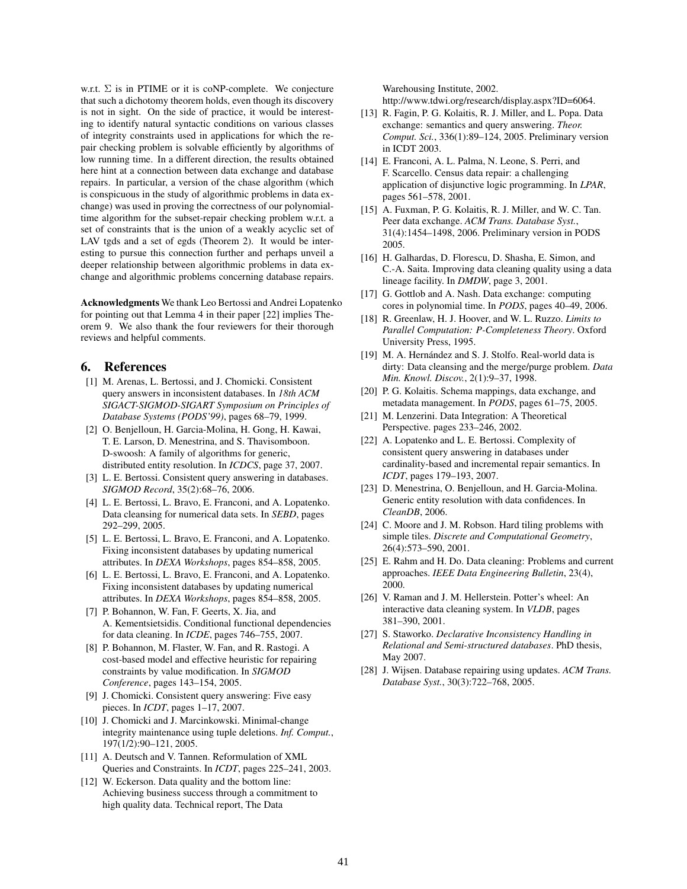w.r.t. $\Sigma$ is in PTIME or it is coNP-complete. We conjecture that such a dichotomy theorem holds, even though its discovery is not in sight. On the side of practice, it would be interesting to identify natural syntactic conditions on various classes of integrity constraints used in applications for which the repair checking problem is solvable efficiently by algorithms of low running time. In a different direction, the results obtained here hint at a connection between data exchange and database repairs. In particular, a version of the chase algorithm (which is conspicuous in the study of algorithmic problems in data exchange) was used in proving the correctness of our polynomial-time algorithm for the subset-repair checking problem w.r.t. a set of constraints that is the union of a weakly acyclic set of LAV tgds and a set of egds (Theorem 2). It would be interesting to pursue this connection further and perhaps unveil a deeper relationship between algorithmic problems in data exchange and algorithmic problems concerning database repairs.

**Acknowledgments** We thank Leo Bertossi and Andrei Lopatenko for pointing out that Lemma 4 in their paper [22] implies Theorem 9. We also thank the four reviewers for their thorough reviews and helpful comments.

# 6. References

[1] M. Arenas, L. Bertossi, and J. Chomicki. Consistent query answers in inconsistent databases. In *18th ACM SIGACT-SIGMOD-SIGART Symposium on Principles of Database Systems (PODS'99)*, pages 68–79, 1999.

[2] O. Benjelloun, H. Garcia-Molina, H. Gong, H. Kawai, T. E. Larson, D. Menestrina, and S. Thavisomboon. D-swoosh: A family of algorithms for generic, distributed entity resolution. In *ICDCS*, page 37, 2007.

[3] L. E. Bertossi. Consistent query answering in databases. *SIGMOD Record*, 35(2):68–76, 2006.

[4] L. E. Bertossi, L. Bravo, E. Franconi, and A. Lopatenko. Data cleansing for numerical data sets. In *SEBD*, pages 292–299, 2005.

[5] L. E. Bertossi, L. Bravo, E. Franconi, and A. Lopatenko. Fixing inconsistent databases by updating numerical attributes. In *DEXA Workshops*, pages 854–858, 2005.

[6] L. E. Bertossi, L. Bravo, E. Franconi, and A. Lopatenko. Fixing inconsistent databases by updating numerical attributes. In *DEXA Workshops*, pages 854–858, 2005.

[7] P. Bohannon, W. Fan, F. Geerts, X. Jia, and A. Kementsietsidis. Conditional functional dependencies for data cleaning. In *ICDE*, pages 746–755, 2007.

[8] P. Bohannon, M. Flaster, W. Fan, and R. Rastogi. A cost-based model and effective heuristic for repairing constraints by value modification. In *SIGMOD Conference*, pages 143–154, 2005.

[9] J. Chomicki. Consistent query answering: Five easy pieces. In *ICDT*, pages 1–17, 2007.

[10] J. Chomicki and J. Marcinkowski. Minimal-change integrity maintenance using tuple deletions. *Inf. Comput.*, 197(1/2):90–121, 2005.

[11] A. Deutsch and V. Tannen. Reformulation of XML Queries and Constraints. In *ICDT*, pages 225–241, 2003.

[12] W. Eckerson. Data quality and the bottom line: Achieving business success through a commitment to high quality data. Technical report, The Data Warehousing Institute, 2002. http://www.tdwi.org/research/display.aspx?ID=6064.

[13] R. Fagin, P. G. Kolaitis, R. J. Miller, and L. Popa. Data exchange: semantics and query answering. *Theor. Comput. Sci.*, 336(1):89–124, 2005. Preliminary version in ICDT 2003.

[14] E. Franconi, A. L. Palma, N. Leone, S. Perri, and F. Scarcello. Census data repair: a challenging application of disjunctive logic programming. In *LPAR*, pages 561–578, 2001.

[15] A. Fuxman, P. G. Kolaitis, R. J. Miller, and W. C. Tan. Peer data exchange. *ACM Trans. Database Syst.*, 31(4):1454–1498, 2006. Preliminary version in PODS 2005.

[16] H. Galhardas, D. Florescu, D. Shasha, E. Simon, and C.-A. Saita. Improving data cleaning quality using a data lineage facility. In *DMDW*, page 3, 2001.

[17] G. Gottlob and A. Nash. Data exchange: computing cores in polynomial time. In *PODS*, pages 40–49, 2006.

[18] R. Greenlaw, H. J. Hoover, and W. L. Ruzzo. *Limits to Parallel Computation: P-Completeness Theory*. Oxford University Press, 1995.

[19] M. A. Hernández and S. J. Stolfo. Real-world data is dirty: Data cleansing and the merge/purge problem. *Data Min. Knowl. Discov.*, 2(1):9–37, 1998.

[20] P. G. Kolaitis. Schema mappings, data exchange, and metadata management. In *PODS*, pages 61–75, 2005.

[21] M. Lenzerini. Data Integration: A Theoretical Perspective. pages 233–246, 2002.

[22] A. Lopatenko and L. E. Bertossi. Complexity of consistent query answering in databases under cardinality-based and incremental repair semantics. In *ICDT*, pages 179–193, 2007.

[23] D. Menestrina, O. Benjelloun, and H. Garcia-Molina. Generic entity resolution with data confidences. In *CleanDB*, 2006.

[24] C. Moore and J. M. Robson. Hard tiling problems with simple tiles. *Discrete and Computational Geometry*, 26(4):573–590, 2001.

[25] E. Rahm and H. Do. Data cleaning: Problems and current approaches. *IEEE Data Engineering Bulletin*, 23(4), 2000.

[26] V. Raman and J. M. Hellerstein. Potter's wheel: An interactive data cleaning system. In *VLDB*, pages 381–390, 2001.

[27] S. Staworko. *Declarative Inconsistency Handling in Relational and Semi-structured databases*. PhD thesis, May 2007.

[28] J. Wijsen. Database repairing using updates. *ACM Trans. Database Syst.*, 30(3):722–768, 2005.